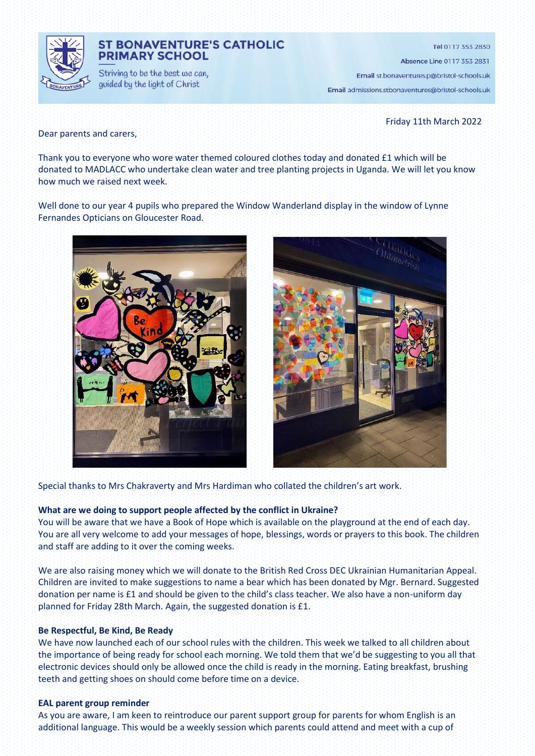# ST BONAVENTURE'S CATHOLIC PRIMARY SCHOOL

Striving to be the best we can, guided by the light of Christ

**Tel** 0117 353 2830
**Absence Line** 0117 353 2831
**Email** st.bonaventures.p@bristol-schools.uk
**Email** admissions.stbonaventures@bristol-schools.uk

Friday 11th March 2022

Dear parents and carers,

Thank you to everyone who wore water themed coloured clothes today and donated £1 which will be donated to MADLACC who undertake clean water and tree planting projects in Uganda. We will let you know how much we raised next week.

Well done to our year 4 pupils who prepared the Window Wanderland display in the window of Lynne Fernandes Opticians on Gloucester Road.

Special thanks to Mrs Chakraverty and Mrs Hardiman who collated the children's art work.

**What are we doing to support people affected by the conflict in Ukraine?**

You will be aware that we have a Book of Hope which is available on the playground at the end of each day. You are all very welcome to add your messages of hope, blessings, words or prayers to this book. The children and staff are adding to it over the coming weeks.

We are also raising money which we will donate to the British Red Cross DEC Ukrainian Humanitarian Appeal. Children are invited to make suggestions to name a bear which has been donated by Mgr. Bernard. Suggested donation per name is £1 and should be given to the child's class teacher. We also have a non-uniform day planned for Friday 28th March. Again, the suggested donation is £1.

**Be Respectful, Be Kind, Be Ready**

We have now launched each of our school rules with the children. This week we talked to all children about the importance of being ready for school each morning. We told them that we'd be suggesting to you all that electronic devices should only be allowed once the child is ready in the morning. Eating breakfast, brushing teeth and getting shoes on should come before time on a device.

**EAL parent group reminder**

As you are aware, I am keen to reintroduce our parent support group for parents for whom English is an additional language. This would be a weekly session which parents could attend and meet with a cup of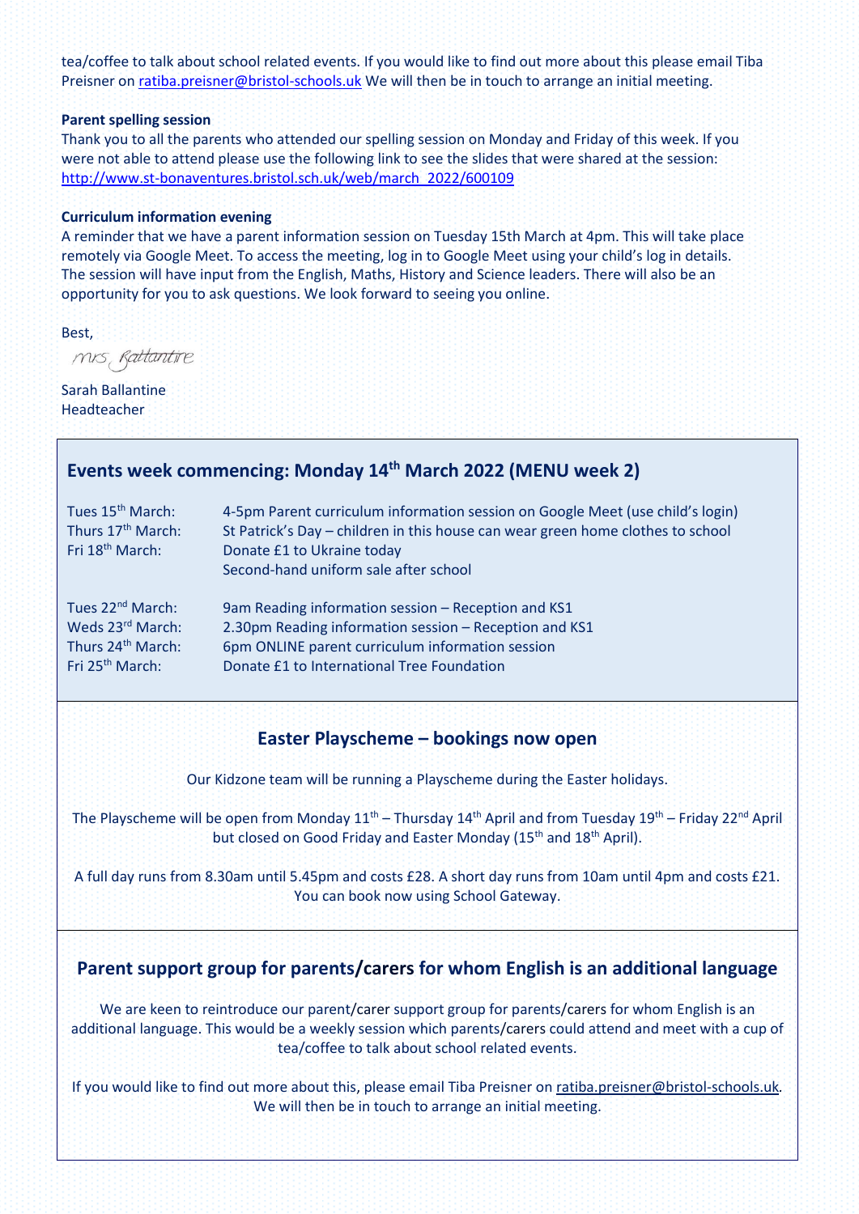tea/coffee to talk about school related events. If you would like to find out more about this please email Tiba Preisner on ratiba.preisner@bristol-schools.uk We will then be in touch to arrange an initial meeting.

**Parent spelling session**

Thank you to all the parents who attended our spelling session on Monday and Friday of this week. If you were not able to attend please use the following link to see the slides that were shared at the session: http://www.st-bonaventures.bristol.sch.uk/web/march_2022/600109

**Curriculum information evening**

A reminder that we have a parent information session on Tuesday 15th March at 4pm. This will take place remotely via Google Meet. To access the meeting, log in to Google Meet using your child's log in details. The session will have input from the English, Maths, History and Science leaders. There will also be an opportunity for you to ask questions. We look forward to seeing you online.

Best,

Mrs Ballantine

Sarah Ballantine
Headteacher

## Events week commencing: Monday 14th March 2022 (MENU week 2)

| | |
|---|---|
| Tues 15th March: | 4-5pm Parent curriculum information session on Google Meet (use child's login) |
| Thurs 17th March: | St Patrick's Day – children in this house can wear green home clothes to school |
| Fri 18th March: | Donate £1 to Ukraine today |
| | Second-hand uniform sale after school |
| Tues 22nd March: | 9am Reading information session – Reception and KS1 |
| Weds 23rd March: | 2.30pm Reading information session – Reception and KS1 |
| Thurs 24th March: | 6pm ONLINE parent curriculum information session |
| Fri 25th March: | Donate £1 to International Tree Foundation |

## Easter Playscheme – bookings now open

Our Kidzone team will be running a Playscheme during the Easter holidays.

The Playscheme will be open from Monday 11th – Thursday 14th April and from Tuesday 19th – Friday 22nd April but closed on Good Friday and Easter Monday (15th and 18th April).

A full day runs from 8.30am until 5.45pm and costs £28. A short day runs from 10am until 4pm and costs £21. You can book now using School Gateway.

## Parent support group for parents/carers for whom English is an additional language

We are keen to reintroduce our parent/carer support group for parents/carers for whom English is an additional language. This would be a weekly session which parents/carers could attend and meet with a cup of tea/coffee to talk about school related events.

If you would like to find out more about this, please email Tiba Preisner on ratiba.preisner@bristol-schools.uk. We will then be in touch to arrange an initial meeting.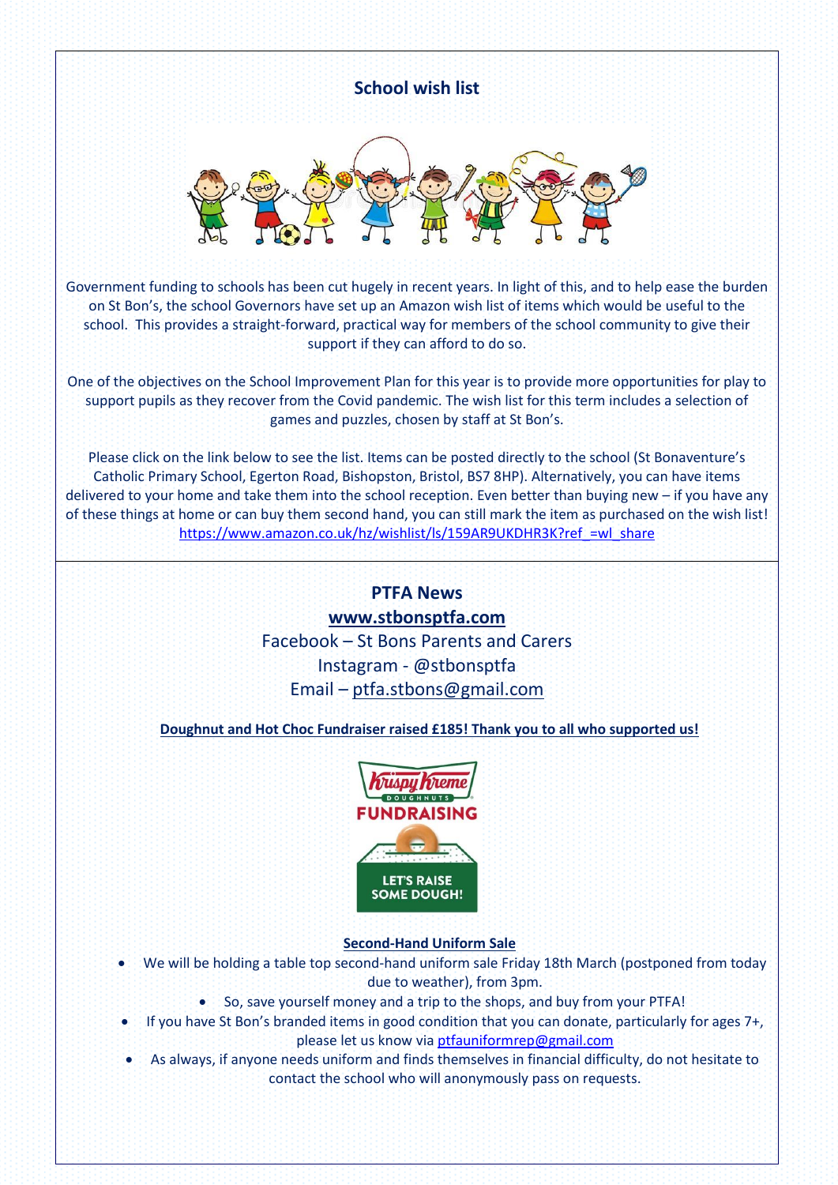## School wish list

Government funding to schools has been cut hugely in recent years. In light of this, and to help ease the burden on St Bon's, the school Governors have set up an Amazon wish list of items which would be useful to the school. This provides a straight-forward, practical way for members of the school community to give their support if they can afford to do so.

One of the objectives on the School Improvement Plan for this year is to provide more opportunities for play to support pupils as they recover from the Covid pandemic. The wish list for this term includes a selection of games and puzzles, chosen by staff at St Bon's.

Please click on the link below to see the list. Items can be posted directly to the school (St Bonaventure's Catholic Primary School, Egerton Road, Bishopston, Bristol, BS7 8HP). Alternatively, you can have items delivered to your home and take them into the school reception. Even better than buying new – if you have any of these things at home or can buy them second hand, you can still mark the item as purchased on the wish list!
https://www.amazon.co.uk/hz/wishlist/ls/159AR9UKDHR3K?ref_=wl_share

## PTFA News

**www.stbonsptfa.com**
Facebook – St Bons Parents and Carers
Instagram - @stbonsptfa
Email – ptfa.stbons@gmail.com

**Doughnut and Hot Choc Fundraiser raised £185! Thank you to all who supported us!**

**Second-Hand Uniform Sale**

- We will be holding a table top second-hand uniform sale Friday 18th March (postponed from today due to weather), from 3pm.
- So, save yourself money and a trip to the shops, and buy from your PTFA!
- If you have St Bon's branded items in good condition that you can donate, particularly for ages 7+, please let us know via ptfauniformrep@gmail.com
- As always, if anyone needs uniform and finds themselves in financial difficulty, do not hesitate to contact the school who will anonymously pass on requests.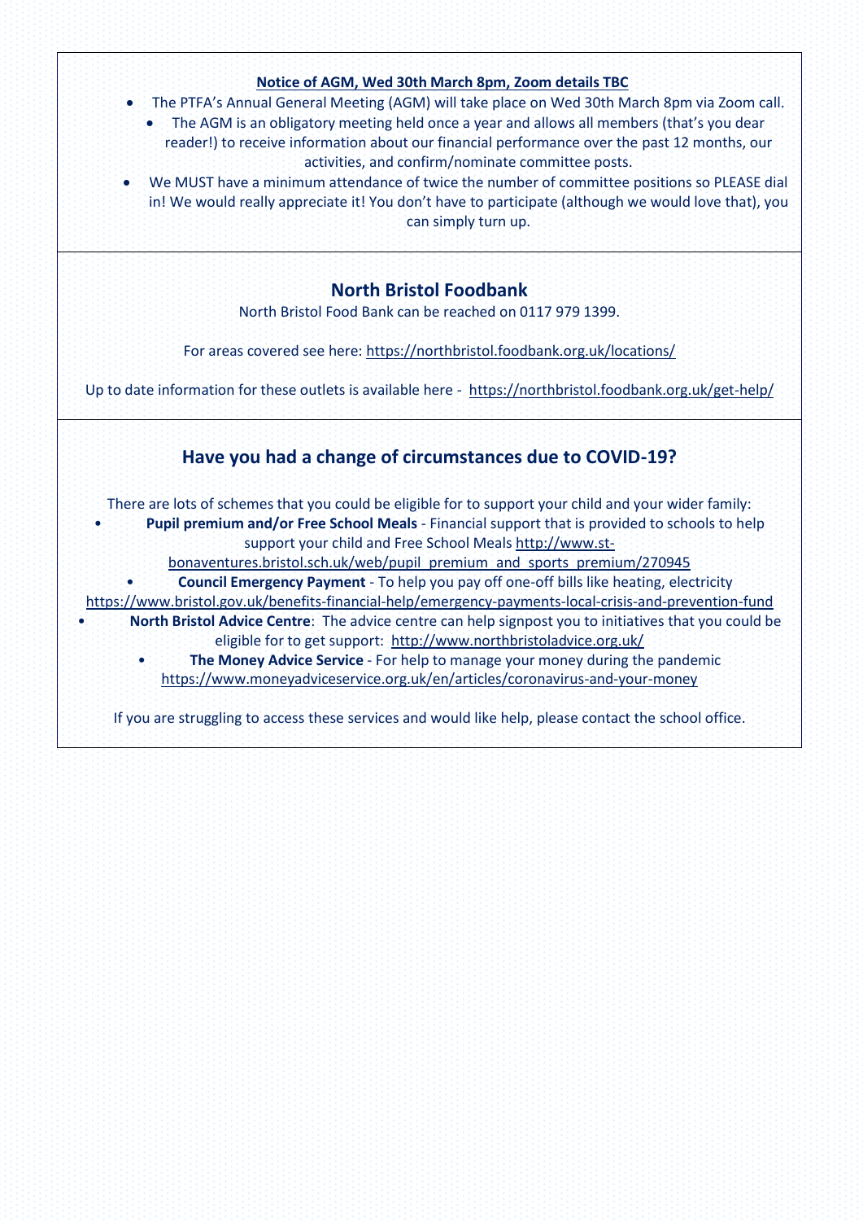**Notice of AGM, Wed 30th March 8pm, Zoom details TBC**

- The PTFA's Annual General Meeting (AGM) will take place on Wed 30th March 8pm via Zoom call.
  - The AGM is an obligatory meeting held once a year and allows all members (that's you dear reader!) to receive information about our financial performance over the past 12 months, our activities, and confirm/nominate committee posts.
- We MUST have a minimum attendance of twice the number of committee positions so PLEASE dial in! We would really appreciate it! You don't have to participate (although we would love that), you can simply turn up.

## North Bristol Foodbank

North Bristol Food Bank can be reached on 0117 979 1399.

For areas covered see here: https://northbristol.foodbank.org.uk/locations/

Up to date information for these outlets is available here - https://northbristol.foodbank.org.uk/get-help/

## Have you had a change of circumstances due to COVID-19?

There are lots of schemes that you could be eligible for to support your child and your wider family:

- **Pupil premium and/or Free School Meals** - Financial support that is provided to schools to help support your child and Free School Meals http://www.st-bonaventures.bristol.sch.uk/web/pupil_premium_and_sports_premium/270945
- **Council Emergency Payment** - To help you pay off one-off bills like heating, electricity https://www.bristol.gov.uk/benefits-financial-help/emergency-payments-local-crisis-and-prevention-fund
- **North Bristol Advice Centre**: The advice centre can help signpost you to initiatives that you could be eligible for to get support: http://www.northbristoladvice.org.uk/
- **The Money Advice Service** - For help to manage your money during the pandemic https://www.moneyadviceservice.org.uk/en/articles/coronavirus-and-your-money

If you are struggling to access these services and would like help, please contact the school office.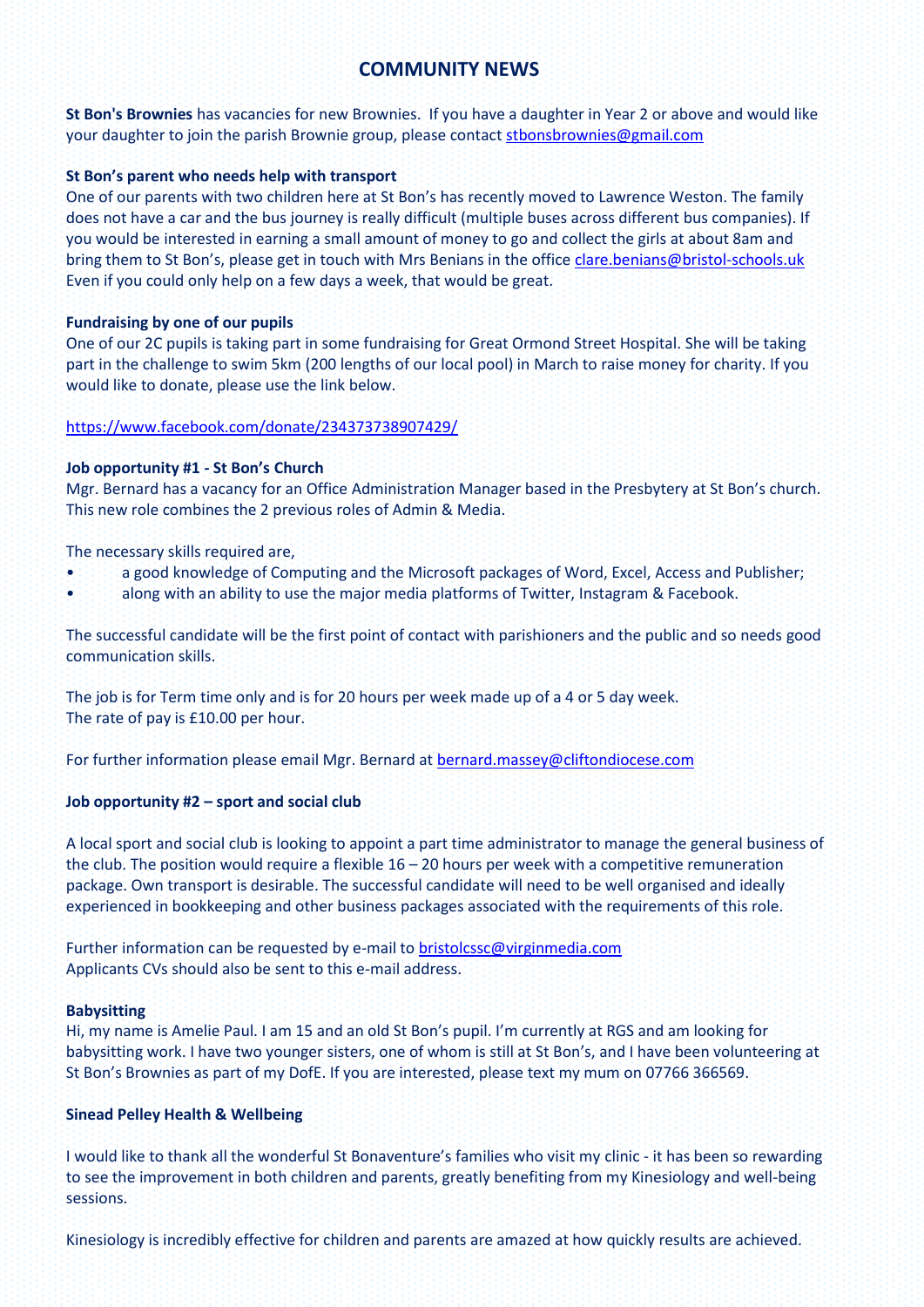# COMMUNITY NEWS

**St Bon's Brownies** has vacancies for new Brownies. If you have a daughter in Year 2 or above and would like your daughter to join the parish Brownie group, please contact stbonsbrownies@gmail.com

**St Bon's parent who needs help with transport**

One of our parents with two children here at St Bon's has recently moved to Lawrence Weston. The family does not have a car and the bus journey is really difficult (multiple buses across different bus companies). If you would be interested in earning a small amount of money to go and collect the girls at about 8am and bring them to St Bon's, please get in touch with Mrs Benians in the office clare.benians@bristol-schools.uk Even if you could only help on a few days a week, that would be great.

**Fundraising by one of our pupils**

One of our 2C pupils is taking part in some fundraising for Great Ormond Street Hospital. She will be taking part in the challenge to swim 5km (200 lengths of our local pool) in March to raise money for charity. If you would like to donate, please use the link below.

https://www.facebook.com/donate/234373738907429/

**Job opportunity #1 - St Bon's Church**

Mgr. Bernard has a vacancy for an Office Administration Manager based in the Presbytery at St Bon's church. This new role combines the 2 previous roles of Admin & Media.

The necessary skills required are,

- a good knowledge of Computing and the Microsoft packages of Word, Excel, Access and Publisher;
- along with an ability to use the major media platforms of Twitter, Instagram & Facebook.

The successful candidate will be the first point of contact with parishioners and the public and so needs good communication skills.

The job is for Term time only and is for 20 hours per week made up of a 4 or 5 day week.
The rate of pay is £10.00 per hour.

For further information please email Mgr. Bernard at bernard.massey@cliftondiocese.com

**Job opportunity #2 – sport and social club**

A local sport and social club is looking to appoint a part time administrator to manage the general business of the club. The position would require a flexible 16 – 20 hours per week with a competitive remuneration package. Own transport is desirable. The successful candidate will need to be well organised and ideally experienced in bookkeeping and other business packages associated with the requirements of this role.

Further information can be requested by e-mail to bristolcssc@virginmedia.com
Applicants CVs should also be sent to this e-mail address.

**Babysitting**

Hi, my name is Amelie Paul. I am 15 and an old St Bon's pupil. I'm currently at RGS and am looking for babysitting work. I have two younger sisters, one of whom is still at St Bon's, and I have been volunteering at St Bon's Brownies as part of my DofE. If you are interested, please text my mum on 07766 366569.

**Sinead Pelley Health & Wellbeing**

I would like to thank all the wonderful St Bonaventure's families who visit my clinic - it has been so rewarding to see the improvement in both children and parents, greatly benefiting from my Kinesiology and well-being sessions.

Kinesiology is incredibly effective for children and parents are amazed at how quickly results are achieved.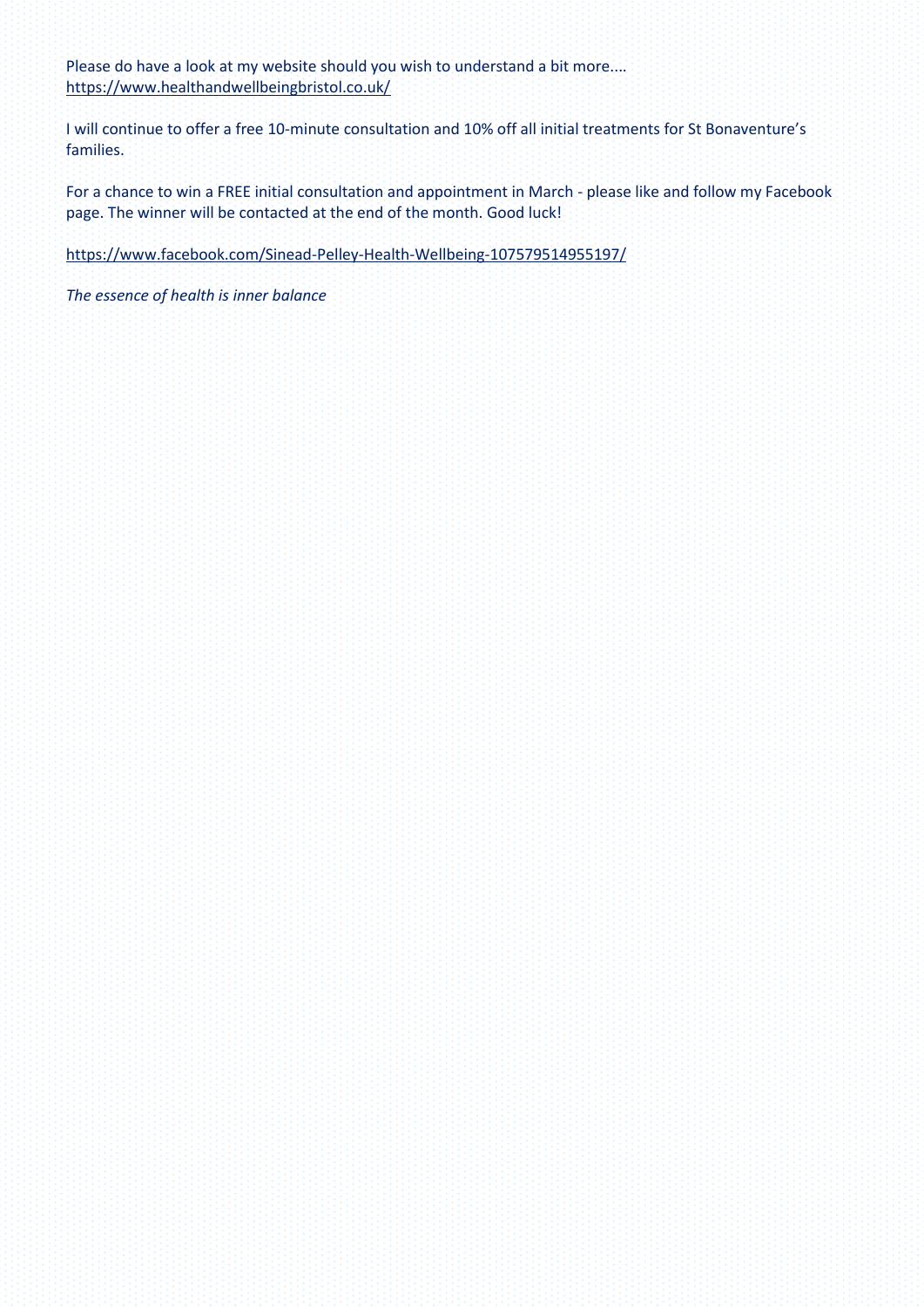Please do have a look at my website should you wish to understand a bit more....
https://www.healthandwellbeingbristol.co.uk/

I will continue to offer a free 10-minute consultation and 10% off all initial treatments for St Bonaventure's families.

For a chance to win a FREE initial consultation and appointment in March - please like and follow my Facebook page. The winner will be contacted at the end of the month. Good luck!

https://www.facebook.com/Sinead-Pelley-Health-Wellbeing-107579514955197/

*The essence of health is inner balance*